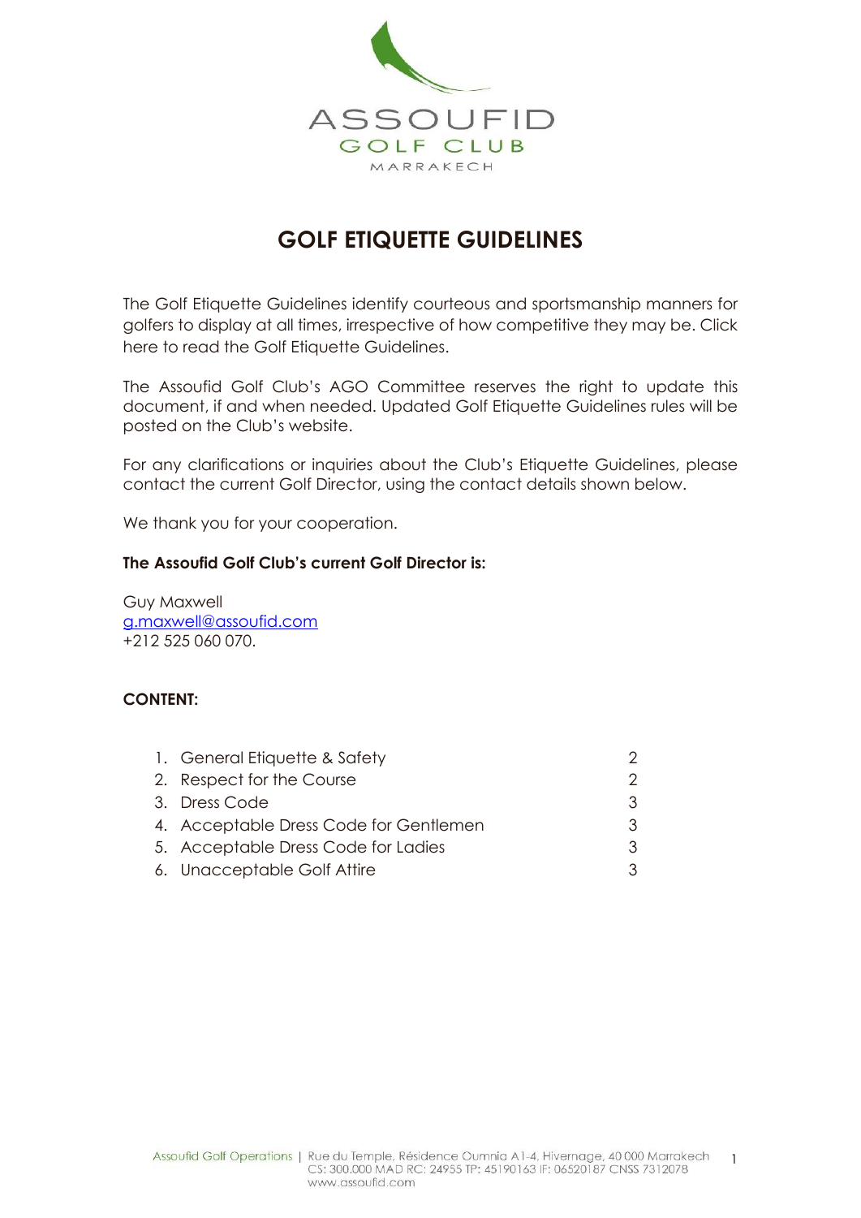ASSOUFID
GOLF CLUB
MARRAKECH

# GOLF ETIQUETTE GUIDELINES

The Golf Etiquette Guidelines identify courteous and sportsmanship manners for golfers to display at all times, irrespective of how competitive they may be. Click here to read the Golf Etiquette Guidelines.

The Assoufid Golf Club's AGO Committee reserves the right to update this document, if and when needed. Updated Golf Etiquette Guidelines rules will be posted on the Club's website.

For any clarifications or inquiries about the Club's Etiquette Guidelines, please contact the current Golf Director, using the contact details shown below.

We thank you for your cooperation.

**The Assoufid Golf Club's current Golf Director is:**

Guy Maxwell
g.maxwell@assoufid.com
+212 525 060 070.

**CONTENT:**

| | |
|---|---|
| 1. General Etiquette & Safety | 2 |
| 2. Respect for the Course | 2 |
| 3. Dress Code | 3 |
| 4. Acceptable Dress Code for Gentlemen | 3 |
| 5. Acceptable Dress Code for Ladies | 3 |
| 6. Unacceptable Golf Attire | 3 |

Assoufid Golf Operations | Rue du Temple, Résidence Oumnia A1-4, Hivernage, 40 000 Marrakech
CS: 300.000 MAD RC: 24955 TP: 45190163 IF: 06520187 CNSS 7312078
www.assoufid.com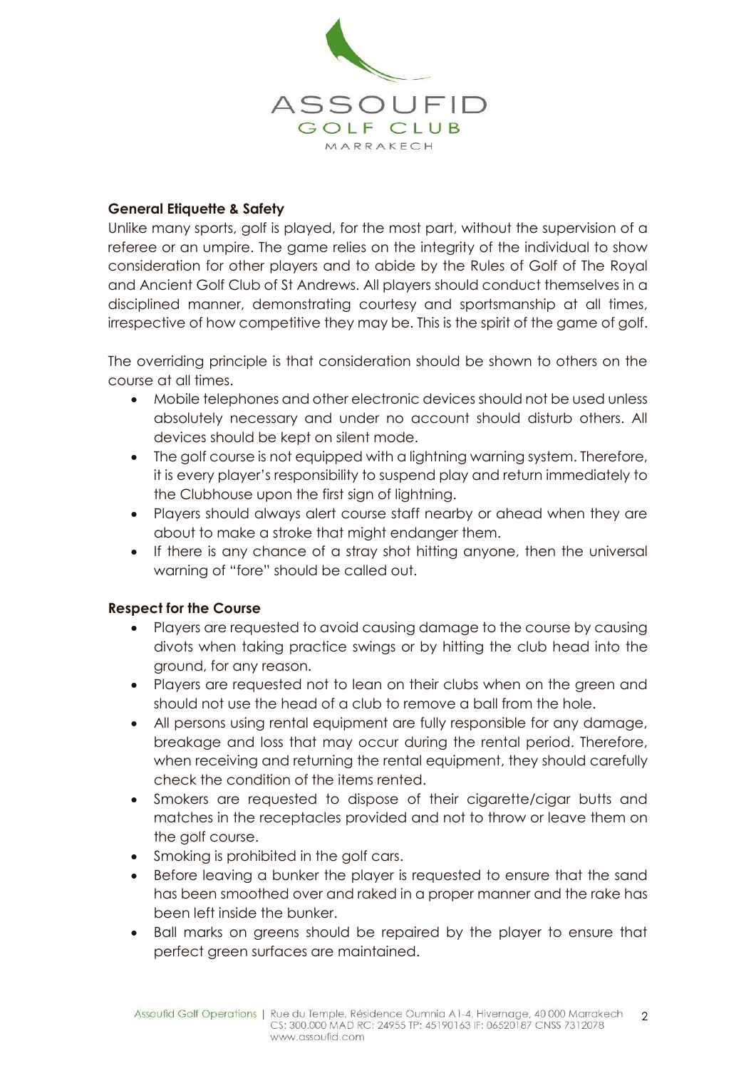**General Etiquette & Safety**

Unlike many sports, golf is played, for the most part, without the supervision of a referee or an umpire. The game relies on the integrity of the individual to show consideration for other players and to abide by the Rules of Golf of The Royal and Ancient Golf Club of St Andrews. All players should conduct themselves in a disciplined manner, demonstrating courtesy and sportsmanship at all times, irrespective of how competitive they may be. This is the spirit of the game of golf.

The overriding principle is that consideration should be shown to others on the course at all times.

- Mobile telephones and other electronic devices should not be used unless absolutely necessary and under no account should disturb others. All devices should be kept on silent mode.
- The golf course is not equipped with a lightning warning system. Therefore, it is every player's responsibility to suspend play and return immediately to the Clubhouse upon the first sign of lightning.
- Players should always alert course staff nearby or ahead when they are about to make a stroke that might endanger them.
- If there is any chance of a stray shot hitting anyone, then the universal warning of "fore" should be called out.

**Respect for the Course**

- Players are requested to avoid causing damage to the course by causing divots when taking practice swings or by hitting the club head into the ground, for any reason.
- Players are requested not to lean on their clubs when on the green and should not use the head of a club to remove a ball from the hole.
- All persons using rental equipment are fully responsible for any damage, breakage and loss that may occur during the rental period. Therefore, when receiving and returning the rental equipment, they should carefully check the condition of the items rented.
- Smokers are requested to dispose of their cigarette/cigar butts and matches in the receptacles provided and not to throw or leave them on the golf course.
- Smoking is prohibited in the golf cars.
- Before leaving a bunker the player is requested to ensure that the sand has been smoothed over and raked in a proper manner and the rake has been left inside the bunker.
- Ball marks on greens should be repaired by the player to ensure that perfect green surfaces are maintained.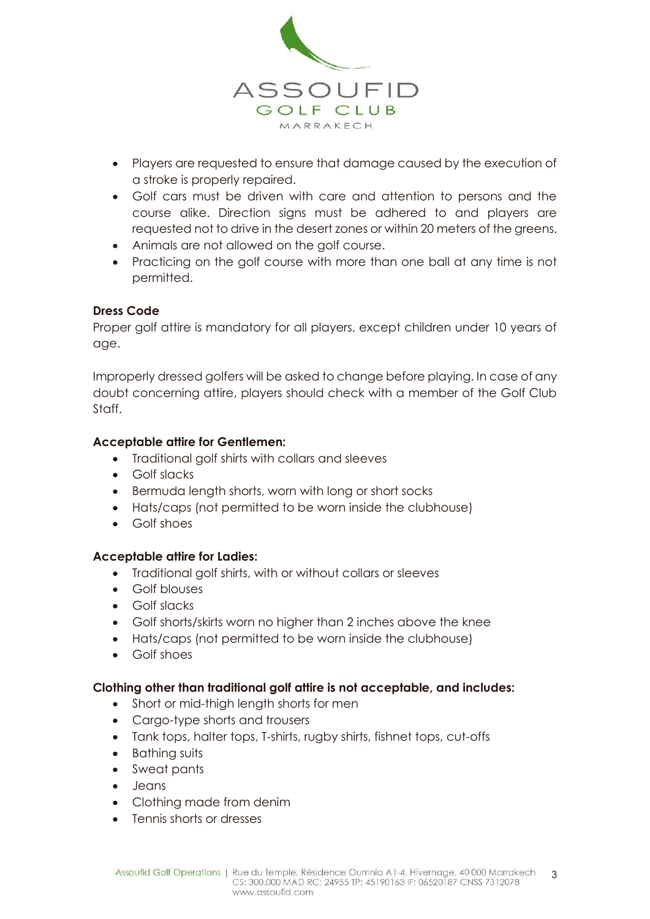- Players are requested to ensure that damage caused by the execution of a stroke is properly repaired.
- Golf cars must be driven with care and attention to persons and the course alike. Direction signs must be adhered to and players are requested not to drive in the desert zones or within 20 meters of the greens.
- Animals are not allowed on the golf course.
- Practicing on the golf course with more than one ball at any time is not permitted.

**Dress Code**

Proper golf attire is mandatory for all players, except children under 10 years of age.

Improperly dressed golfers will be asked to change before playing. In case of any doubt concerning attire, players should check with a member of the Golf Club Staff.

**Acceptable attire for Gentlemen:**

- Traditional golf shirts with collars and sleeves
- Golf slacks
- Bermuda length shorts, worn with long or short socks
- Hats/caps (not permitted to be worn inside the clubhouse)
- Golf shoes

**Acceptable attire for Ladies:**

- Traditional golf shirts, with or without collars or sleeves
- Golf blouses
- Golf slacks
- Golf shorts/skirts worn no higher than 2 inches above the knee
- Hats/caps (not permitted to be worn inside the clubhouse)
- Golf shoes

**Clothing other than traditional golf attire is not acceptable, and includes:**

- Short or mid-thigh length shorts for men
- Cargo-type shorts and trousers
- Tank tops, halter tops, T-shirts, rugby shirts, fishnet tops, cut-offs
- Bathing suits
- Sweat pants
- Jeans
- Clothing made from denim
- Tennis shorts or dresses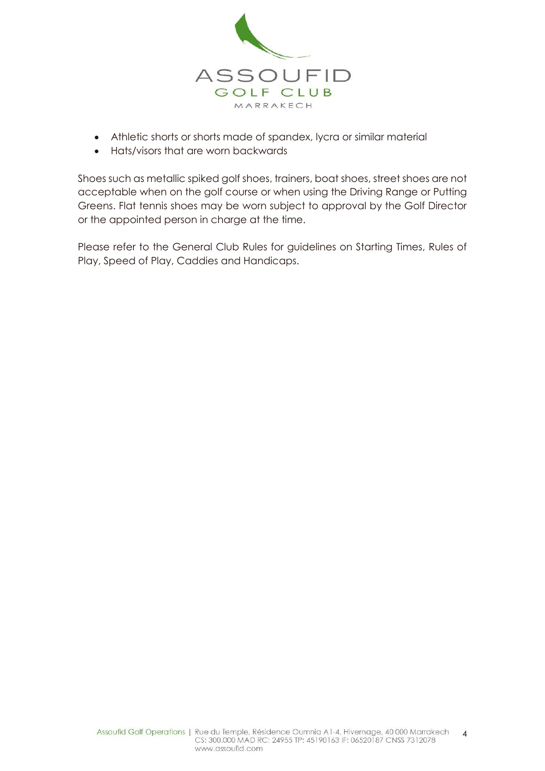- Athletic shorts or shorts made of spandex, lycra or similar material
- Hats/visors that are worn backwards

Shoes such as metallic spiked golf shoes, trainers, boat shoes, street shoes are not acceptable when on the golf course or when using the Driving Range or Putting Greens. Flat tennis shoes may be worn subject to approval by the Golf Director or the appointed person in charge at the time.

Please refer to the General Club Rules for guidelines on Starting Times, Rules of Play, Speed of Play, Caddies and Handicaps.